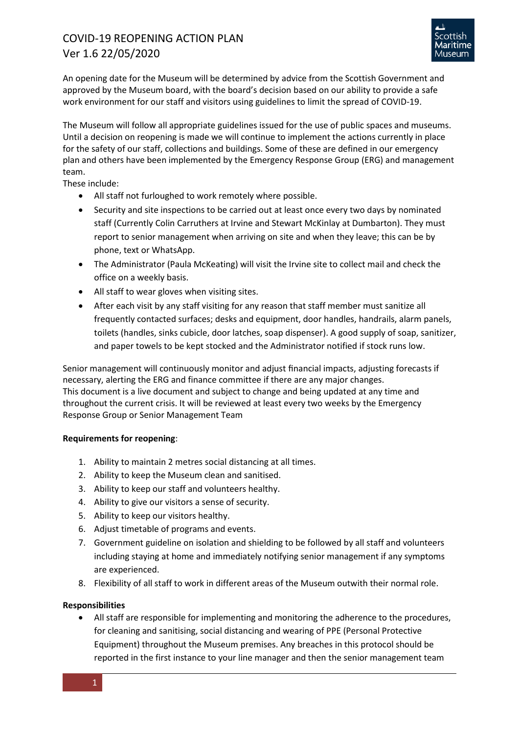# COVID-19 REOPENING ACTION PLAN
## Ver 1.6 22/05/2020

An opening date for the Museum will be determined by advice from the Scottish Government and approved by the Museum board, with the board's decision based on our ability to provide a safe work environment for our staff and visitors using guidelines to limit the spread of COVID-19.

The Museum will follow all appropriate guidelines issued for the use of public spaces and museums. Until a decision on reopening is made we will continue to implement the actions currently in place for the safety of our staff, collections and buildings. Some of these are defined in our emergency plan and others have been implemented by the Emergency Response Group (ERG) and management team.

These include:

- All staff not furloughed to work remotely where possible.
- Security and site inspections to be carried out at least once every two days by nominated staff (Currently Colin Carruthers at Irvine and Stewart McKinlay at Dumbarton). They must report to senior management when arriving on site and when they leave; this can be by phone, text or WhatsApp.
- The Administrator (Paula McKeating) will visit the Irvine site to collect mail and check the office on a weekly basis.
- All staff to wear gloves when visiting sites.
- After each visit by any staff visiting for any reason that staff member must sanitize all frequently contacted surfaces; desks and equipment, door handles, handrails, alarm panels, toilets (handles, sinks cubicle, door latches, soap dispenser). A good supply of soap, sanitizer, and paper towels to be kept stocked and the Administrator notified if stock runs low.

Senior management will continuously monitor and adjust financial impacts, adjusting forecasts if necessary, alerting the ERG and finance committee if there are any major changes.
This document is a live document and subject to change and being updated at any time and throughout the current crisis. It will be reviewed at least every two weeks by the Emergency Response Group or Senior Management Team

**Requirements for reopening**:

1. Ability to maintain 2 metres social distancing at all times.
2. Ability to keep the Museum clean and sanitised.
3. Ability to keep our staff and volunteers healthy.
4. Ability to give our visitors a sense of security.
5. Ability to keep our visitors healthy.
6. Adjust timetable of programs and events.
7. Government guideline on isolation and shielding to be followed by all staff and volunteers including staying at home and immediately notifying senior management if any symptoms are experienced.
8. Flexibility of all staff to work in different areas of the Museum outwith their normal role.

**Responsibilities**

- All staff are responsible for implementing and monitoring the adherence to the procedures, for cleaning and sanitising, social distancing and wearing of PPE (Personal Protective Equipment) throughout the Museum premises. Any breaches in this protocol should be reported in the first instance to your line manager and then the senior management team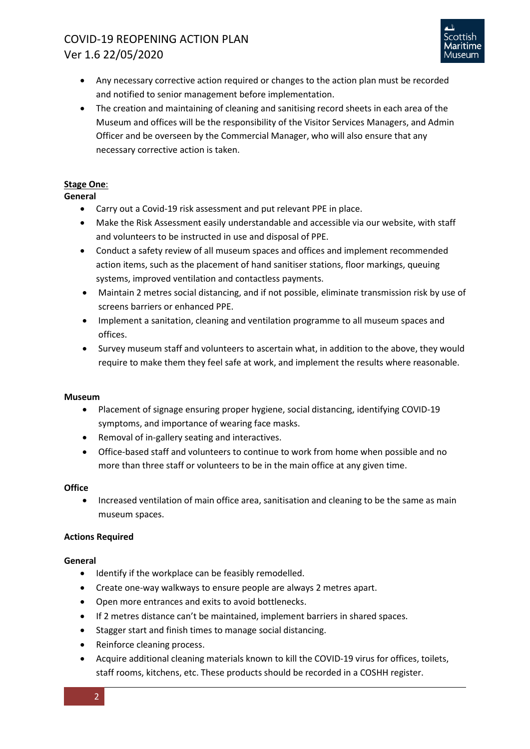- Any necessary corrective action required or changes to the action plan must be recorded and notified to senior management before implementation.
- The creation and maintaining of cleaning and sanitising record sheets in each area of the Museum and offices will be the responsibility of the Visitor Services Managers, and Admin Officer and be overseen by the Commercial Manager, who will also ensure that any necessary corrective action is taken.

**Stage One**:

**General**

- Carry out a Covid-19 risk assessment and put relevant PPE in place.
- Make the Risk Assessment easily understandable and accessible via our website, with staff and volunteers to be instructed in use and disposal of PPE.
- Conduct a safety review of all museum spaces and offices and implement recommended action items, such as the placement of hand sanitiser stations, floor markings, queuing systems, improved ventilation and contactless payments.
- Maintain 2 metres social distancing, and if not possible, eliminate transmission risk by use of screens barriers or enhanced PPE.
- Implement a sanitation, cleaning and ventilation programme to all museum spaces and offices.
- Survey museum staff and volunteers to ascertain what, in addition to the above, they would require to make them they feel safe at work, and implement the results where reasonable.

**Museum**

- Placement of signage ensuring proper hygiene, social distancing, identifying COVID-19 symptoms, and importance of wearing face masks.
- Removal of in-gallery seating and interactives.
- Office-based staff and volunteers to continue to work from home when possible and no more than three staff or volunteers to be in the main office at any given time.

**Office**

- Increased ventilation of main office area, sanitisation and cleaning to be the same as main museum spaces.

**Actions Required**

**General**

- Identify if the workplace can be feasibly remodelled.
- Create one-way walkways to ensure people are always 2 metres apart.
- Open more entrances and exits to avoid bottlenecks.
- If 2 metres distance can't be maintained, implement barriers in shared spaces.
- Stagger start and finish times to manage social distancing.
- Reinforce cleaning process.
- Acquire additional cleaning materials known to kill the COVID-19 virus for offices, toilets, staff rooms, kitchens, etc. These products should be recorded in a COSHH register.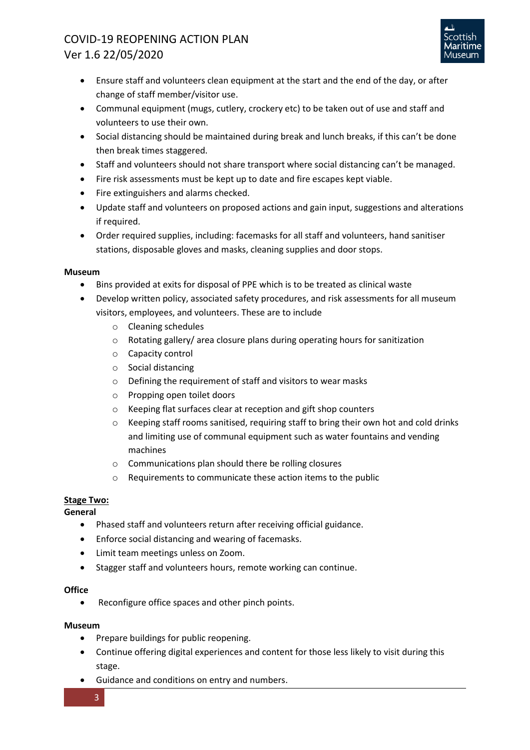- Ensure staff and volunteers clean equipment at the start and the end of the day, or after change of staff member/visitor use.
- Communal equipment (mugs, cutlery, crockery etc) to be taken out of use and staff and volunteers to use their own.
- Social distancing should be maintained during break and lunch breaks, if this can't be done then break times staggered.
- Staff and volunteers should not share transport where social distancing can't be managed.
- Fire risk assessments must be kept up to date and fire escapes kept viable.
- Fire extinguishers and alarms checked.
- Update staff and volunteers on proposed actions and gain input, suggestions and alterations if required.
- Order required supplies, including: facemasks for all staff and volunteers, hand sanitiser stations, disposable gloves and masks, cleaning supplies and door stops.

**Museum**

- Bins provided at exits for disposal of PPE which is to be treated as clinical waste
- Develop written policy, associated safety procedures, and risk assessments for all museum visitors, employees, and volunteers. These are to include
    - Cleaning schedules
    - Rotating gallery/ area closure plans during operating hours for sanitization
    - Capacity control
    - Social distancing
    - Defining the requirement of staff and visitors to wear masks
    - Propping open toilet doors
    - Keeping flat surfaces clear at reception and gift shop counters
    - Keeping staff rooms sanitised, requiring staff to bring their own hot and cold drinks and limiting use of communal equipment such as water fountains and vending machines
    - Communications plan should there be rolling closures
    - Requirements to communicate these action items to the public

**<u>Stage Two:</u>**

**General**

- Phased staff and volunteers return after receiving official guidance.
- Enforce social distancing and wearing of facemasks.
- Limit team meetings unless on Zoom.
- Stagger staff and volunteers hours, remote working can continue.

**Office**

- Reconfigure office spaces and other pinch points.

**Museum**

- Prepare buildings for public reopening.
- Continue offering digital experiences and content for those less likely to visit during this stage.
- Guidance and conditions on entry and numbers.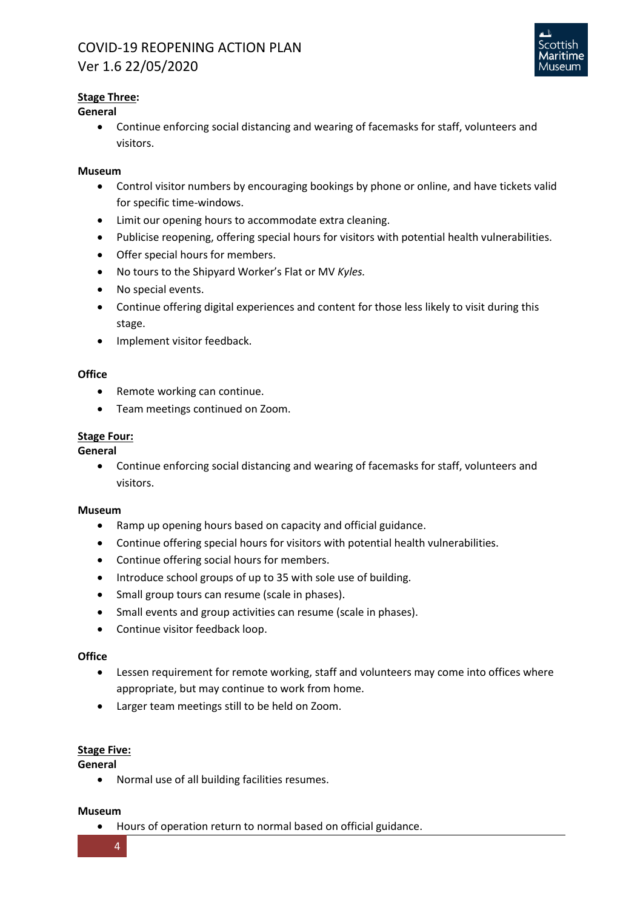**Stage Three:**

**General**

- Continue enforcing social distancing and wearing of facemasks for staff, volunteers and visitors.

**Museum**

- Control visitor numbers by encouraging bookings by phone or online, and have tickets valid for specific time-windows.
- Limit our opening hours to accommodate extra cleaning.
- Publicise reopening, offering special hours for visitors with potential health vulnerabilities.
- Offer special hours for members.
- No tours to the Shipyard Worker's Flat or MV *Kyles.*
- No special events.
- Continue offering digital experiences and content for those less likely to visit during this stage.
- Implement visitor feedback.

**Office**

- Remote working can continue.
- Team meetings continued on Zoom.

**Stage Four:**

**General**

- Continue enforcing social distancing and wearing of facemasks for staff, volunteers and visitors.

**Museum**

- Ramp up opening hours based on capacity and official guidance.
- Continue offering special hours for visitors with potential health vulnerabilities.
- Continue offering social hours for members.
- Introduce school groups of up to 35 with sole use of building.
- Small group tours can resume (scale in phases).
- Small events and group activities can resume (scale in phases).
- Continue visitor feedback loop.

**Office**

- Lessen requirement for remote working, staff and volunteers may come into offices where appropriate, but may continue to work from home.
- Larger team meetings still to be held on Zoom.

**Stage Five:**

**General**

- Normal use of all building facilities resumes.

**Museum**

- Hours of operation return to normal based on official guidance.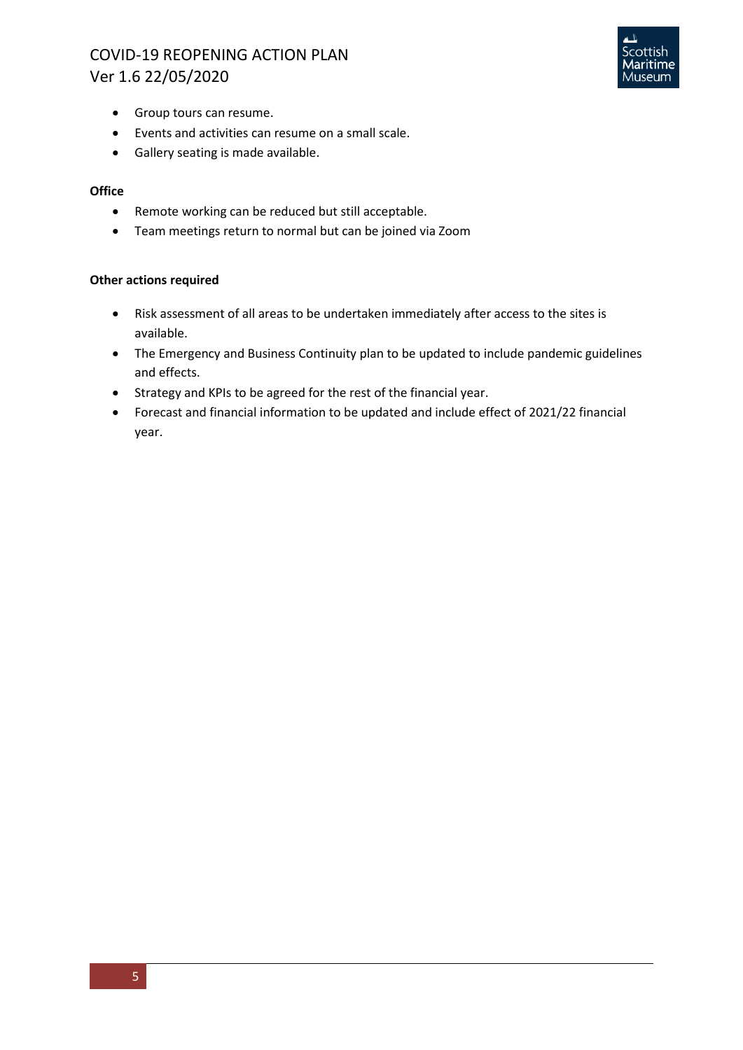- Group tours can resume.
- Events and activities can resume on a small scale.
- Gallery seating is made available.

**Office**

- Remote working can be reduced but still acceptable.
- Team meetings return to normal but can be joined via Zoom

**Other actions required**

- Risk assessment of all areas to be undertaken immediately after access to the sites is available.
- The Emergency and Business Continuity plan to be updated to include pandemic guidelines and effects.
- Strategy and KPIs to be agreed for the rest of the financial year.
- Forecast and financial information to be updated and include effect of 2021/22 financial year.